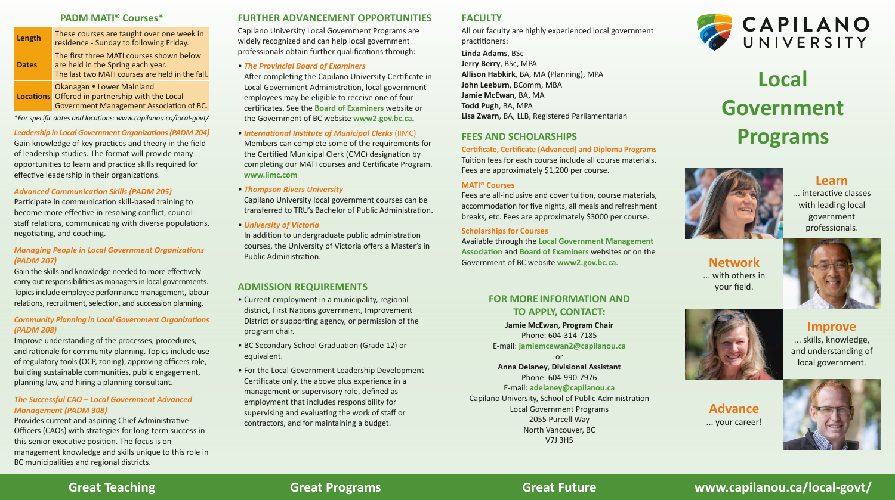## PADM MATI® Courses*

| | |
|---|---|
| **Length** | These courses are taught over one week in residence - Sunday to following Friday. |
| **Dates** | The first three MATI courses shown below are held in the Spring each year. The last two MATI courses are held in the fall. |
| **Locations** | Okanagan • Lower Mainland Offered in partnership with the Local Government Management Association of BC. |

**For specific dates and locations: www.capilanou.ca/local-govt/*

### *Leadership in Local Government Organizations (PADM 204)*

Gain knowledge of key practices and theory in the field of leadership studies. The format will provide many opportunities to learn and practice skills required for effective leadership in their organizations.

### *Advanced Communication Skills (PADM 205)*

Participate in communication skill-based training to become more effective in resolving conflict, council-staff relations, communicating with diverse populations, negotiating, and coaching.

### *Managing People in Local Government Organizations (PADM 207)*

Gain the skills and knowledge needed to more effectively carry out responsibilities as managers in local governments. Topics include employee performance management, labour relations, recruitment, selection, and succession planning.

### *Community Planning in Local Government Organizations (PADM 208)*

Improve understanding of the processes, procedures, and rationale for community planning. Topics include use of regulatory tools (OCP, zoning), approving officers role, building sustainable communities, public engagement, planning law, and hiring a planning consultant.

### *The Successful CAO – Local Government Advanced Management (PADM 308)*

Provides current and aspiring Chief Administrative Officers (CAOs) with strategies for long-term success in this senior executive position. The focus is on management knowledge and skills unique to this role in BC municipalities and regional districts.

## FURTHER ADVANCEMENT OPPORTUNITIES

Capilano University Local Government Programs are widely recognized and can help local government professionals obtain further qualifications through:

- ***The Provincial Board of Examiners***
  After completing the Capilano University Certificate in Local Government Administration, local government employees may be eligible to receive one of four certificates. See the **Board of Examiners** website or the Government of BC website **www2.gov.bc.ca.**
- ***International Institute of Municipal Clerks*** (IIMC)
  Members can complete some of the requirements for the Certified Municipal Clerk (CMC) designation by completing our MATI courses and Certificate Program. **www.iimc.com**
- ***Thompson Rivers University***
  Capilano University local government courses can be transferred to TRU's Bachelor of Public Administration.
- ***University of Victoria***
  In addition to undergraduate public administration courses, the University of Victoria offers a Master's in Public Administration.

## ADMISSION REQUIREMENTS

- Current employment in a municipality, regional district, First Nations government, Improvement District or supporting agency, or permission of the program chair.
- BC Secondary School Graduation (Grade 12) or equivalent.
- For the Local Government Leadership Development Certificate only, the above plus experience in a management or supervisory role, defined as employment that includes responsibility for supervising and evaluating the work of staff or contractors, and for maintaining a budget.

## FACULTY

All our faculty are highly experienced local government practitioners:

**Linda Adams**, BSc
**Jerry Berry**, BSc, MPA
**Allison Habkirk**, BA, MA (Planning), MPA
**John Leeburn**, BComm, MBA
**Jamie McEwan**, BA, MA
**Todd Pugh**, BA, MPA
**Lisa Zwarn**, BA, LLB, Registered Parliamentarian

## FEES AND SCHOLARSHIPS

**Certificate, Certificate (Advanced) and Diploma Programs**
Tuition fees for each course include all course materials. Fees are approximately $1,200 per course.

**MATI® Courses**
Fees are all-inclusive and cover tuition, course materials, accommodation for five nights, all meals and refreshment breaks, etc. Fees are approximately $3000 per course.

**Scholarships for Courses**
Available through the **Local Government Management Association** and **Board of Examiners** websites or on the Government of BC website **www2.gov.bc.ca**.

### FOR MORE INFORMATION AND TO APPLY, CONTACT:

**Jamie McEwan**, **Program Chair**
Phone: 604-314-7185
E-mail: **jamiemcewan2@capilanou.ca**
or
**Anna Delaney**, **Divisional Assistant**
Phone: 604-990-7976
E-mail: **adelaney@capilanou.ca**
Capilano University, School of Public Administration
Local Government Programs
2055 Purcell Way
North Vancouver, BC
V7J 3H5

CAPILANO UNIVERSITY

# Local Government Programs

**Learn**
... interactive classes with leading local government professionals.

**Network**
... with others in your field.

**Improve**
... skills, knowledge, and understanding of local government.

**Advance**
... your career!

**Great Teaching** **Great Programs** **Great Future** **www.capilanou.ca/local-govt/**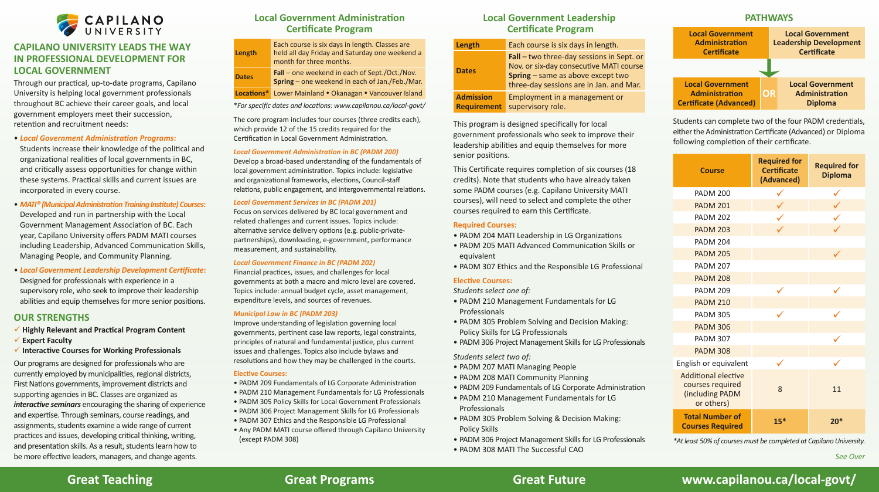# CAPILANO UNIVERSITY

## CAPILANO UNIVERSITY LEADS THE WAY IN PROFESSIONAL DEVELOPMENT FOR LOCAL GOVERNMENT

Through our practical, up-to-date programs, Capilano University is helping local government professionals throughout BC achieve their career goals, and local government employers meet their succession, retention and recruitment needs:

- ***Local Government Administration Programs:*** Students increase their knowledge of the political and organizational realities of local governments in BC, and critically assess opportunities for change within these systems. Practical skills and current issues are incorporated in every course.
- ***MATI® (Municipal Administration Training Institute) Courses:*** Developed and run in partnership with the Local Government Management Association of BC. Each year, Capilano University offers PADM MATI courses including Leadership, Advanced Communication Skills, Managing People, and Community Planning.
- ***Local Government Leadership Development Certificate:*** Designed for professionals with experience in a supervisory role, who seek to improve their leadership abilities and equip themselves for more senior positions.

## OUR STRENGTHS

- ✓ **Highly Relevant and Practical Program Content**
- ✓ **Expert Faculty**
- ✓ **Interactive Courses for Working Professionals**

Our programs are designed for professionals who are currently employed by municipalities, regional districts, First Nations governments, improvement districts and supporting agencies in BC. Classes are organized as ***interactive seminars*** encouraging the sharing of experience and expertise. Through seminars, course readings, and assignments, students examine a wide range of current practices and issues, developing critical thinking, writing, and presentation skills. As a result, students learn how to be more effective leaders, managers, and change agents.

## Local Government Administration Certificate Program

| | |
|---|---|
| **Length** | Each course is six days in length. Classes are held all day Friday and Saturday one weekend a month for three months. |
| **Dates** | **Fall** – one weekend in each of Sept./Oct./Nov. **Spring** – one weekend in each of Jan./Feb./Mar. |
| **Locations*** | Lower Mainland • Okanagan • Vancouver Island |

**For specific dates and locations: www.capilanou.ca/local-govt/*

The core program includes four courses (three credits each), which provide 12 of the 15 credits required for the Certification in Local Government Administration.

***Local Government Administration in BC (PADM 200)***
Develop a broad-based understanding of the fundamentals of local government administration. Topics include: legislative and organizational frameworks, elections, Council-staff relations, public engagement, and intergovernmental relations.

***Local Government Services in BC (PADM 201)***
Focus on services delivered by BC local government and related challenges and current issues. Topics include: alternative service delivery options (e.g. public-private-partnerships), downloading, e-government, performance measurement, and sustainability.

***Local Government Finance in BC (PADM 202)***
Financial practices, issues, and challenges for local governments at both a macro and micro level are covered. Topics include: annual budget cycle, asset management, expenditure levels, and sources of revenues.

***Municipal Law in BC (PADM 203)***
Improve understanding of legislation governing local governments, pertinent case law reports, legal constraints, principles of natural and fundamental justice, plus current issues and challenges. Topics also include bylaws and resolutions and how they may be challenged in the courts.

**Elective Courses:**

- PADM 209 Fundamentals of LG Corporate Administration
- PADM 210 Management Fundamentals for LG Professionals
- PADM 305 Policy Skills for Local Government Professionals
- PADM 306 Project Management Skills for LG Professionals
- PADM 307 Ethics and the Responsible LG Professional
- Any PADM MATI course offered through Capilano University (except PADM 308)

## Local Government Leadership Certificate Program

| | |
|---|---|
| **Length** | Each course is six days in length. |
| **Dates** | **Fall** – two three-day sessions in Sept. or Nov. or six-day consecutive MATI course **Spring** – same as above except two three-day sessions are in Jan. and Mar. |
| **Admission Requirement** | Employment in a management or supervisory role. |

This program is designed specifically for local government professionals who seek to improve their leadership abilities and equip themselves for more senior positions.

This Certificate requires completion of six courses (18 credits). Note that students who have already taken some PADM courses (e.g. Capilano University MATI courses), will need to select and complete the other courses required to earn this Certificate.

**Required Courses:**

- PADM 204 MATI Leadership in LG Organizations
- PADM 205 MATI Advanced Communication Skills or equivalent
- PADM 307 Ethics and the Responsible LG Professional

**Elective Courses:**

*Students select one of:*

- PADM 210 Management Fundamentals for LG Professionals
- PADM 305 Problem Solving and Decision Making: Policy Skills for LG Professionals
- PADM 306 Project Management Skills for LG Professionals

*Students select two of:*

- PADM 207 MATI Managing People
- PADM 208 MATI Community Planning
- PADM 209 Fundamentals of LG Corporate Administration
- PADM 210 Management Fundamentals for LG Professionals
- PADM 305 Problem Solving & Decision Making: Policy Skills
- PADM 306 Project Management Skills for LG Professionals
- PADM 308 MATI The Successful CAO

## PATHWAYS

| | | |
|---|---|---|
| Local Government Administration Certificate | | Local Government Leadership Development Certificate |
| Local Government Administration Certificate (Advanced) | OR | Local Government Administration Diploma |

Students can complete two of the four PADM credentials, either the Administration Certificate (Advanced) or Diploma following completion of their certificate.

| Course | Required for Certificate (Advanced) | Required for Diploma |
|---|---|---|
| PADM 200 | ✓ | ✓ |
| PADM 201 | ✓ | ✓ |
| PADM 202 | ✓ | ✓ |
| PADM 203 | ✓ | ✓ |
| PADM 204 | | |
| PADM 205 | | ✓ |
| PADM 207 | | |
| PADM 208 | | |
| PADM 209 | ✓ | ✓ |
| PADM 210 | | |
| PADM 305 | ✓ | ✓ |
| PADM 306 | | |
| PADM 307 | | ✓ |
| PADM 308 | | |
| English or equivalent | ✓ | ✓ |
| Additional elective courses required (including PADM or others) | 8 | 11 |
| **Total Number of Courses Required** | **15*** | **20*** |

**At least 50% of courses must be completed at Capilano University.*

*See Over*

**Great Teaching** **Great Programs** **Great Future** **www.capilanou.ca/local-govt/**